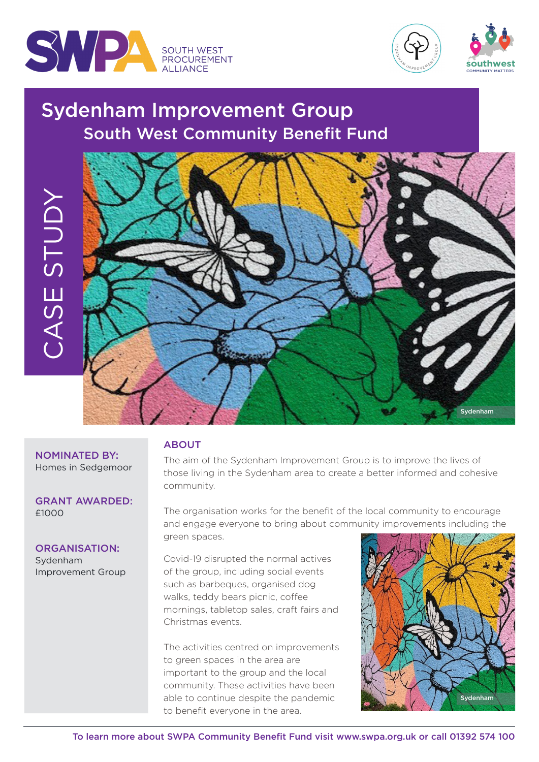SWPA SOUTH WEST PROCUREMENT ALLIANCE

# Sydenham Improvement Group

## South West Community Benefit Fund

CASE STUDY

Sydenham

**NOMINATED BY:**
Homes in Sedgemoor

**GRANT AWARDED:**
£1000

**ORGANISATION:**
Sydenham Improvement Group

## ABOUT

The aim of the Sydenham Improvement Group is to improve the lives of those living in the Sydenham area to create a better informed and cohesive community.

The organisation works for the benefit of the local community to encourage and engage everyone to bring about community improvements including the green spaces.

Covid-19 disrupted the normal actives of the group, including social events such as barbeques, organised dog walks, teddy bears picnic, coffee mornings, tabletop sales, craft fairs and Christmas events.

The activities centred on improvements to green spaces in the area are important to the group and the local community. These activities have been able to continue despite the pandemic to benefit everyone in the area.

Sydenham

To learn more about SWPA Community Benefit Fund visit www.swpa.org.uk or call 01392 574 100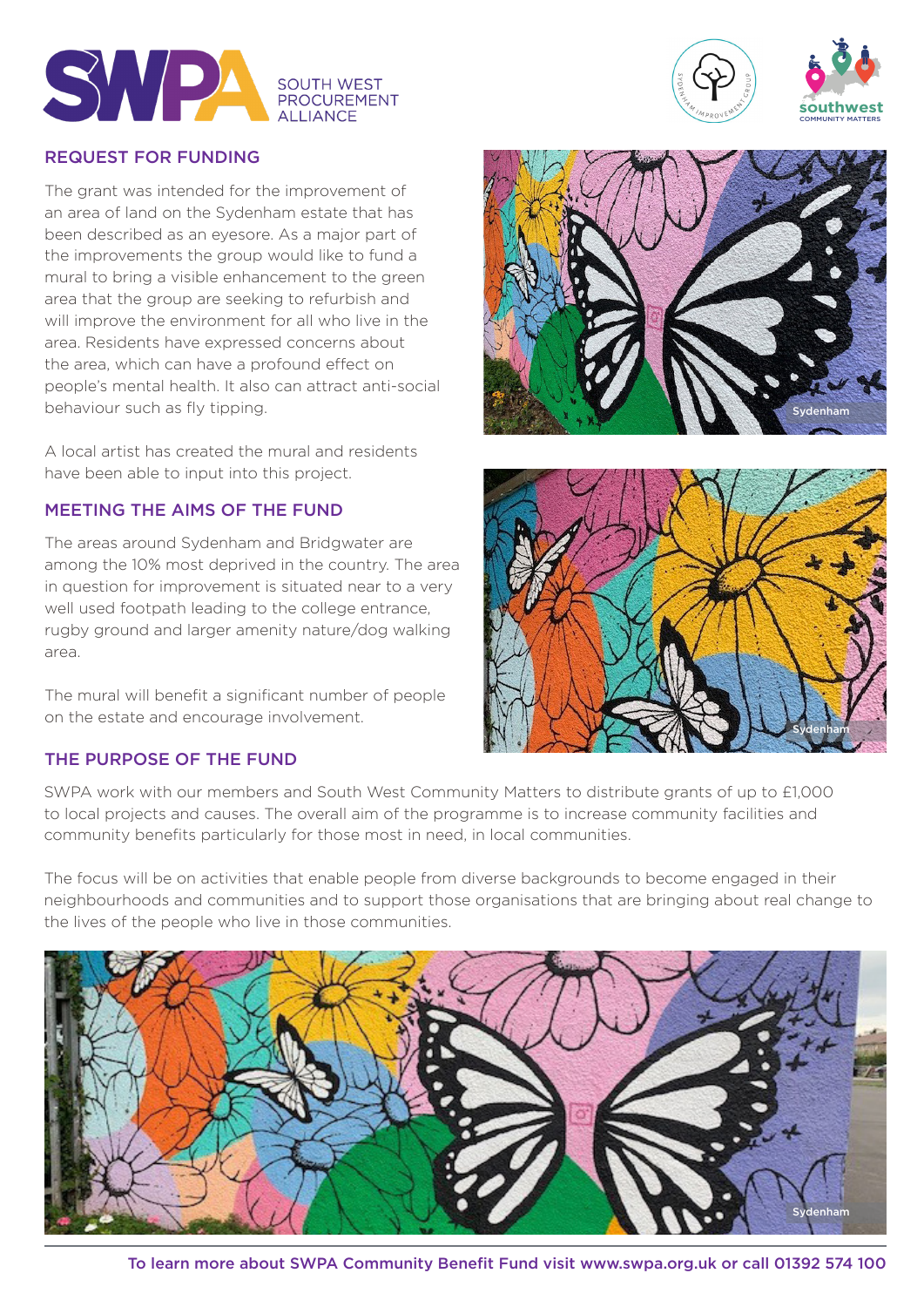## REQUEST FOR FUNDING

The grant was intended for the improvement of an area of land on the Sydenham estate that has been described as an eyesore. As a major part of the improvements the group would like to fund a mural to bring a visible enhancement to the green area that the group are seeking to refurbish and will improve the environment for all who live in the area. Residents have expressed concerns about the area, which can have a profound effect on people's mental health. It also can attract anti-social behaviour such as fly tipping.

A local artist has created the mural and residents have been able to input into this project.

## MEETING THE AIMS OF THE FUND

The areas around Sydenham and Bridgwater are among the 10% most deprived in the country. The area in question for improvement is situated near to a very well used footpath leading to the college entrance, rugby ground and larger amenity nature/dog walking area.

The mural will benefit a significant number of people on the estate and encourage involvement.

## THE PURPOSE OF THE FUND

SWPA work with our members and South West Community Matters to distribute grants of up to £1,000 to local projects and causes. The overall aim of the programme is to increase community facilities and community benefits particularly for those most in need, in local communities.

The focus will be on activities that enable people from diverse backgrounds to become engaged in their neighbourhoods and communities and to support those organisations that are bringing about real change to the lives of the people who live in those communities.

Sydenham

Sydenham

Sydenham

**To learn more about SWPA Community Benefit Fund visit www.swpa.org.uk or call 01392 574 100**